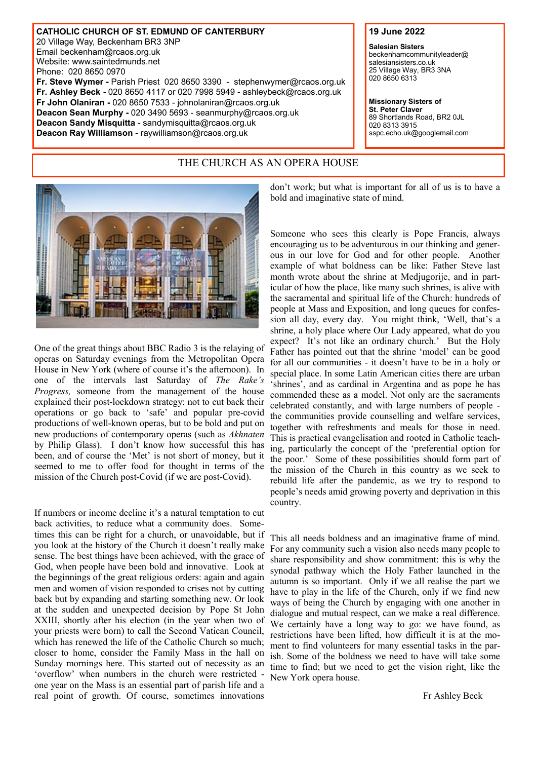**CATHOLIC CHURCH OF ST. EDMUND OF CANTERBURY**
20 Village Way, Beckenham BR3 3NP
Email beckenham@rcaos.org.uk
Website: www.saintedmunds.net
Phone: 020 8650 0970
**Fr. Steve Wymer -** Parish Priest 020 8650 3390 - stephenwymer@rcaos.org.uk
**Fr. Ashley Beck -** 020 8650 4117 or 020 7998 5949 - ashleybeck@rcaos.org.uk
**Fr John Olaniran -** 020 8650 7533 - johnolaniran@rcaos.org.uk
**Deacon Sean Murphy -** 020 3490 5693 - seanmurphy@rcaos.org.uk
**Deacon Sandy Misquitta** - sandymisquitta@rcaos.org.uk
**Deacon Ray Williamson** - raywilliamson@rcaos.org.uk

**19 June 2022**

**Salesian Sisters**
beckenhamcommunityleader@salesiansisters.co.uk
25 Village Way, BR3 3NA
020 8650 6313

**Missionary Sisters of St. Peter Claver**
89 Shortlands Road, BR2 0JL
020 8313 3915
sspc.echo.uk@googlemail.com

# THE CHURCH AS AN OPERA HOUSE

One of the great things about BBC Radio 3 is the relaying of operas on Saturday evenings from the Metropolitan Opera House in New York (where of course it's the afternoon). In one of the intervals last Saturday of *The Rake's Progress,* someone from the management of the house explained their post-lockdown strategy: not to cut back their operations or go back to 'safe' and popular pre-covid productions of well-known operas, but to be bold and put on new productions of contemporary operas (such as *Akhnaten* by Philip Glass). I don't know how successful this has been, and of course the 'Met' is not short of money, but it seemed to me to offer food for thought in terms of the mission of the Church post-Covid (if we are post-Covid).

If numbers or income decline it's a natural temptation to cut back activities, to reduce what a community does. Sometimes this can be right for a church, or unavoidable, but if you look at the history of the Church it doesn't really make sense. The best things have been achieved, with the grace of God, when people have been bold and innovative. Look at the beginnings of the great religious orders: again and again men and women of vision responded to crises not by cutting back but by expanding and starting something new. Or look at the sudden and unexpected decision by Pope St John XXIII, shortly after his election (in the year when two of your priests were born) to call the Second Vatican Council, which has renewed the life of the Catholic Church so much; closer to home, consider the Family Mass in the hall on Sunday mornings here. This started out of necessity as an 'overflow' when numbers in the church were restricted - one year on the Mass is an essential part of parish life and a real point of growth. Of course, sometimes innovations don't work; but what is important for all of us is to have a bold and imaginative state of mind.

Someone who sees this clearly is Pope Francis, always encouraging us to be adventurous in our thinking and generous in our love for God and for other people. Another example of what boldness can be like: Father Steve last month wrote about the shrine at Medjugorije, and in particular of how the place, like many such shrines, is alive with the sacramental and spiritual life of the Church: hundreds of people at Mass and Exposition, and long queues for confession all day, every day. You might think, 'Well, that's a shrine, a holy place where Our Lady appeared, what do you expect? It's not like an ordinary church.' But the Holy Father has pointed out that the shrine 'model' can be good for all our communities - it doesn't have to be in a holy or special place. In some Latin American cities there are urban 'shrines', and as cardinal in Argentina and as pope he has commended these as a model. Not only are the sacraments celebrated constantly, and with large numbers of people - the communities provide counselling and welfare services, together with refreshments and meals for those in need. This is practical evangelisation and rooted in Catholic teaching, particularly the concept of the 'preferential option for the poor.' Some of these possibilities should form part of the mission of the Church in this country as we seek to rebuild life after the pandemic, as we try to respond to people's needs amid growing poverty and deprivation in this country.

This all needs boldness and an imaginative frame of mind. For any community such a vision also needs many people to share responsibility and show commitment: this is why the synodal pathway which the Holy Father launched in the autumn is so important. Only if we all realise the part we have to play in the life of the Church, only if we find new ways of being the Church by engaging with one another in dialogue and mutual respect, can we make a real difference. We certainly have a long way to go: we have found, as restrictions have been lifted, how difficult it is at the moment to find volunteers for many essential tasks in the parish. Some of the boldness we need to have will take some time to find; but we need to get the vision right, like the New York opera house.

Fr Ashley Beck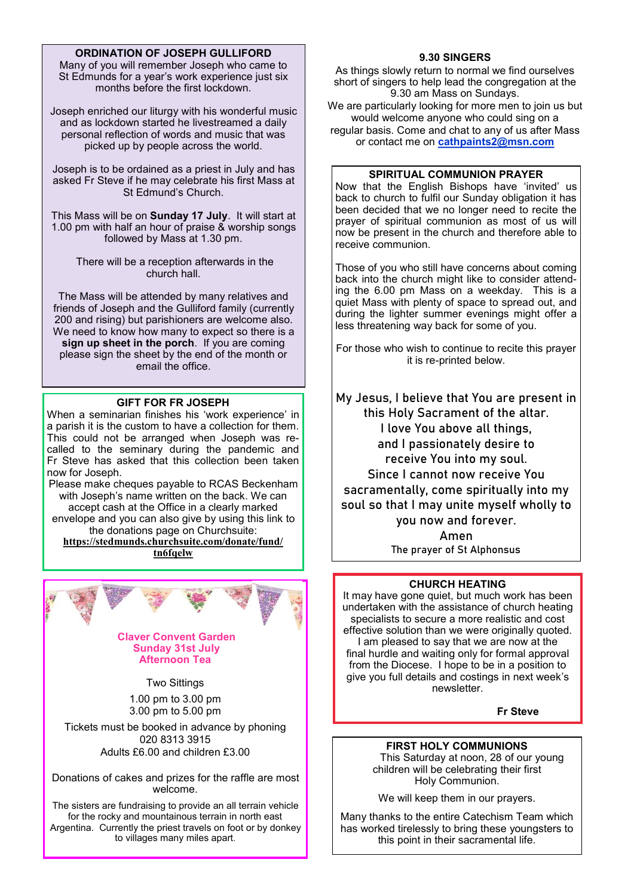## ORDINATION OF JOSEPH GULLIFORD

Many of you will remember Joseph who came to St Edmunds for a year's work experience just six months before the first lockdown.

Joseph enriched our liturgy with his wonderful music and as lockdown started he livestreamed a daily personal reflection of words and music that was picked up by people across the world.

Joseph is to be ordained as a priest in July and has asked Fr Steve if he may celebrate his first Mass at St Edmund's Church.

This Mass will be on **Sunday 17 July**. It will start at 1.00 pm with half an hour of praise & worship songs followed by Mass at 1.30 pm.

There will be a reception afterwards in the church hall.

The Mass will be attended by many relatives and friends of Joseph and the Gulliford family (currently 200 and rising) but parishioners are welcome also. We need to know how many to expect so there is a **sign up sheet in the porch**. If you are coming please sign the sheet by the end of the month or email the office.

## GIFT FOR FR JOSEPH

When a seminarian finishes his 'work experience' in a parish it is the custom to have a collection for them. This could not be arranged when Joseph was recalled to the seminary during the pandemic and Fr Steve has asked that this collection been taken now for Joseph.

Please make cheques payable to RCAS Beckenham with Joseph's name written on the back. We can accept cash at the Office in a clearly marked envelope and you can also give by using this link to the donations page on Churchsuite: **https://stedmunds.churchsuite.com/donate/fund/tn6fqelw**

## Claver Convent Garden
## Sunday 31st July
## Afternoon Tea

Two Sittings

1.00 pm to 3.00 pm
3.00 pm to 5.00 pm

Tickets must be booked in advance by phoning 020 8313 3915
Adults £6.00 and children £3.00

Donations of cakes and prizes for the raffle are most welcome.

The sisters are fundraising to provide an all terrain vehicle for the rocky and mountainous terrain in north east Argentina. Currently the priest travels on foot or by donkey to villages many miles apart.

## 9.30 SINGERS

As things slowly return to normal we find ourselves short of singers to help lead the congregation at the 9.30 am Mass on Sundays.

We are particularly looking for more men to join us but would welcome anyone who could sing on a regular basis. Come and chat to any of us after Mass or contact me on **cathpaints2@msn.com**

## SPIRITUAL COMMUNION PRAYER

Now that the English Bishops have 'invited' us back to church to fulfil our Sunday obligation it has been decided that we no longer need to recite the prayer of spiritual communion as most of us will now be present in the church and therefore able to receive communion.

Those of you who still have concerns about coming back into the church might like to consider attending the 6.00 pm Mass on a weekday. This is a quiet Mass with plenty of space to spread out, and during the lighter summer evenings might offer a less threatening way back for some of you.

For those who wish to continue to recite this prayer it is re-printed below.

My Jesus, I believe that You are present in this Holy Sacrament of the altar.
I love You above all things,
and I passionately desire to receive You into my soul.
Since I cannot now receive You sacramentally, come spiritually into my soul so that I may unite myself wholly to you now and forever.
Amen

The prayer of St Alphonsus

## CHURCH HEATING

It may have gone quiet, but much work has been undertaken with the assistance of church heating specialists to secure a more realistic and cost effective solution than we were originally quoted. I am pleased to say that we are now at the final hurdle and waiting only for formal approval from the Diocese. I hope to be in a position to give you full details and costings in next week's newsletter.

**Fr Steve**

## FIRST HOLY COMMUNIONS

This Saturday at noon, 28 of our young children will be celebrating their first Holy Communion.

We will keep them in our prayers.

Many thanks to the entire Catechism Team which has worked tirelessly to bring these youngsters to this point in their sacramental life.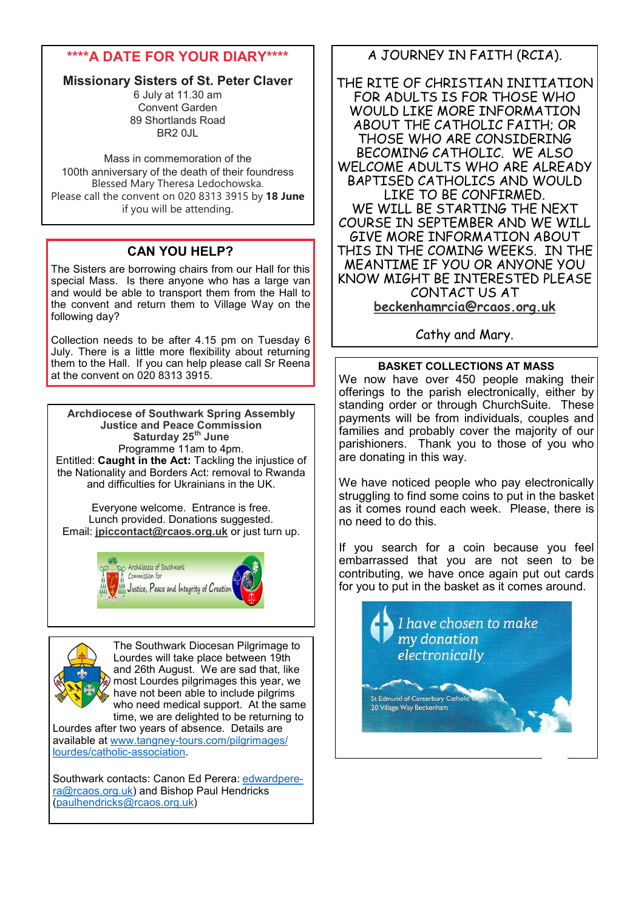## ****A DATE FOR YOUR DIARY****

**Missionary Sisters of St. Peter Claver**
6 July at 11.30 am
Convent Garden
89 Shortlands Road
BR2 0JL

Mass in commemoration of the 100th anniversary of the death of their foundress Blessed Mary Theresa Ledochowska.
Please call the convent on 020 8313 3915 by **18 June** if you will be attending.

## CAN YOU HELP?

The Sisters are borrowing chairs from our Hall for this special Mass. Is there anyone who has a large van and would be able to transport them from the Hall to the convent and return them to Village Way on the following day?

Collection needs to be after 4.15 pm on Tuesday 6 July. There is a little more flexibility about returning them to the Hall. If you can help please call Sr Reena at the convent on 020 8313 3915.

**Archdiocese of Southwark Spring Assembly**
**Justice and Peace Commission**
**Saturday 25th June**
Programme 11am to 4pm.
Entitled: **Caught in the Act:** Tackling the injustice of the Nationality and Borders Act: removal to Rwanda and difficulties for Ukrainians in the UK.

Everyone welcome. Entrance is free.
Lunch provided. Donations suggested.
Email: **jpiccontact@rcaos.org.uk** or just turn up.

The Southwark Diocesan Pilgrimage to Lourdes will take place between 19th and 26th August. We are sad that, like most Lourdes pilgrimages this year, we have not been able to include pilgrims who need medical support. At the same time, we are delighted to be returning to Lourdes after two years of absence. Details are available at www.tangney-tours.com/pilgrimages/lourdes/catholic-association.

Southwark contacts: Canon Ed Perera: edwardperera@rcaos.org.uk) and Bishop Paul Hendricks (paulhendricks@rcaos.org.uk)

## A JOURNEY IN FAITH (RCIA).

THE RITE OF CHRISTIAN INITIATION FOR ADULTS IS FOR THOSE WHO WOULD LIKE MORE INFORMATION ABOUT THE CATHOLIC FAITH; OR THOSE WHO ARE CONSIDERING BECOMING CATHOLIC. WE ALSO WELCOME ADULTS WHO ARE ALREADY BAPTISED CATHOLICS AND WOULD LIKE TO BE CONFIRMED.
WE WILL BE STARTING THE NEXT COURSE IN SEPTEMBER AND WE WILL GIVE MORE INFORMATION ABOUT THIS IN THE COMING WEEKS. IN THE MEANTIME IF YOU OR ANYONE YOU KNOW MIGHT BE INTERESTED PLEASE CONTACT US AT
**beckenhamrcia@rcaos.org.uk**

Cathy and Mary.

**BASKET COLLECTIONS AT MASS**

We now have over 450 people making their offerings to the parish electronically, either by standing order or through ChurchSuite. These payments will be from individuals, couples and families and probably cover the majority of our parishioners. Thank you to those of you who are donating in this way.

We have noticed people who pay electronically struggling to find some coins to put in the basket as it comes round each week. Please, there is no need to do this.

If you search for a coin because you feel embarrassed that you are not seen to be contributing, we have once again put out cards for you to put in the basket as it comes around.

*I have chosen to make my donation electronically*
St Edmund of Canterbury Catholic Church
20 Village Way Beckenham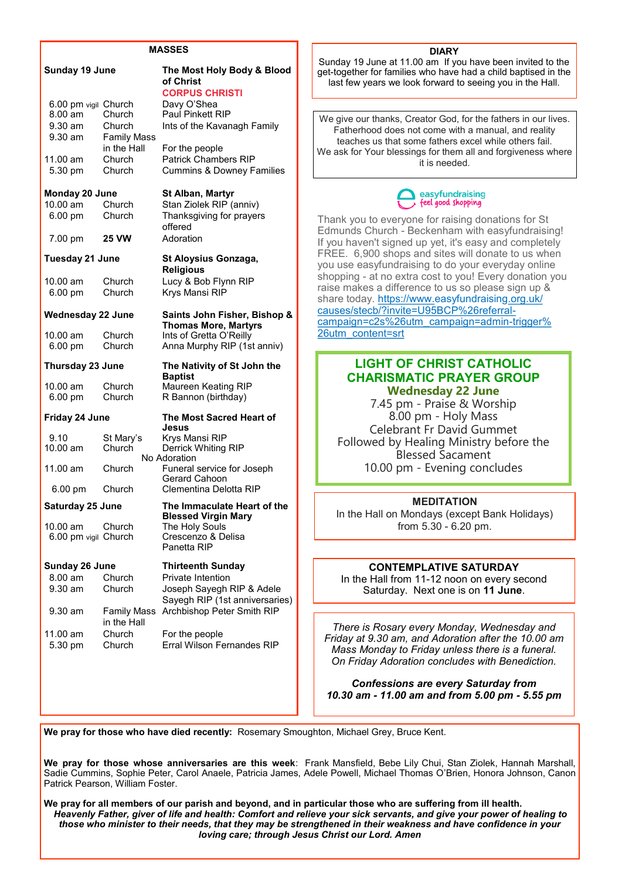## MASSES

| | | |
|---|---|---|
| **Sunday 19 June** | | **The Most Holy Body & Blood of Christ** **CORPUS CHRISTI** |
| 6.00 pm vigil | Church | Davy O'Shea |
| 8.00 am | Church | Paul Pinkett RIP |
| 9.30 am | Church | Ints of the Kavanagh Family |
| 9.30 am | Family Mass in the Hall | For the people |
| 11.00 am | Church | Patrick Chambers RIP |
| 5.30 pm | Church | Cummins & Downey Families |
| **Monday 20 June** | | **St Alban, Martyr** |
| 10.00 am | Church | Stan Ziolek RIP (anniv) |
| 6.00 pm | Church | Thanksgiving for prayers offered |
| 7.00 pm | **25 VW** | Adoration |
| **Tuesday 21 June** | | **St Aloysius Gonzaga, Religious** |
| 10.00 am | Church | Lucy & Bob Flynn RIP |
| 6.00 pm | Church | Krys Mansi RIP |
| **Wednesday 22 June** | | **Saints John Fisher, Bishop & Thomas More, Martyrs** |
| 10.00 am | Church | Ints of Gretta O'Reilly |
| 6.00 pm | Church | Anna Murphy RIP (1st anniv) |
| **Thursday 23 June** | | **The Nativity of St John the Baptist** |
| 10.00 am | Church | Maureen Keating RIP |
| 6.00 pm | Church | R Bannon (birthday) |
| **Friday 24 June** | | **The Most Sacred Heart of Jesus** |
| 9.10 | St Mary's | Krys Mansi RIP |
| 10.00 am | Church | Derrick Whiting RIP |
| | No Adoration | |
| 11.00 am | Church | Funeral service for Joseph Gerard Cahoon |
| 6.00 pm | Church | Clementina Delotta RIP |
| **Saturday 25 June** | | **The Immaculate Heart of the Blessed Virgin Mary** |
| 10.00 am | Church | The Holy Souls |
| 6.00 pm vigil | Church | Crescenzo & Delisa Panetta RIP |
| **Sunday 26 June** | | **Thirteenth Sunday** |
| 8.00 am | Church | Private Intention |
| 9.30 am | Church | Joseph Sayegh RIP & Adele Sayegh RIP (1st anniversaries) |
| 9.30 am | Family Mass in the Hall | Archbishop Peter Smith RIP |
| 11.00 am | Church | For the people |
| 5.30 pm | Church | Erral Wilson Fernandes RIP |

## DIARY

Sunday 19 June at 11.00 am If you have been invited to the get-together for families who have had a child baptised in the last few years we look forward to seeing you in the Hall.

We give our thanks, Creator God, for the fathers in our lives. Fatherhood does not come with a manual, and reality teaches us that some fathers excel while others fail. We ask for Your blessings for them all and forgiveness where it is needed.

easyfundraising feel good shopping

Thank you to everyone for raising donations for St Edmunds Church - Beckenham with easyfundraising! If you haven't signed up yet, it's easy and completely FREE. 6,900 shops and sites will donate to us when you use easyfundraising to do your everyday online shopping - at no extra cost to you! Every donation you raise makes a difference to us so please sign up & share today. https://www.easyfundraising.org.uk/causes/stecb/?invite=U95BCP%26referral-campaign=c2s%26utm_campaign=admin-trigger%26utm_content=srt

## LIGHT OF CHRIST CATHOLIC CHARISMATIC PRAYER GROUP

**Wednesday 22 June**

7.45 pm - Praise & Worship
8.00 pm - Holy Mass
Celebrant Fr David Gummet
Followed by Healing Ministry before the Blessed Sacament
10.00 pm - Evening concludes

## MEDITATION

In the Hall on Mondays (except Bank Holidays) from 5.30 - 6.20 pm.

## CONTEMPLATIVE SATURDAY

In the Hall from 11-12 noon on every second Saturday. Next one is on **11 June**.

*There is Rosary every Monday, Wednesday and Friday at 9.30 am, and Adoration after the 10.00 am Mass Monday to Friday unless there is a funeral. On Friday Adoration concludes with Benediction.*

***Confessions are every Saturday from 10.30 am - 11.00 am and from 5.00 pm - 5.55 pm***

**We pray for those who have died recently:** Rosemary Smoughton, Michael Grey, Bruce Kent.

**We pray for those whose anniversaries are this week**: Frank Mansfield, Bebe Lily Chui, Stan Ziolek, Hannah Marshall, Sadie Cummins, Sophie Peter, Carol Anaele, Patricia James, Adele Powell, Michael Thomas O'Brien, Honora Johnson, Canon Patrick Pearson, William Foster.

**We pray for all members of our parish and beyond, and in particular those who are suffering from ill health.**

***Heavenly Father, giver of life and health: Comfort and relieve your sick servants, and give your power of healing to those who minister to their needs, that they may be strengthened in their weakness and have confidence in your loving care; through Jesus Christ our Lord. Amen***